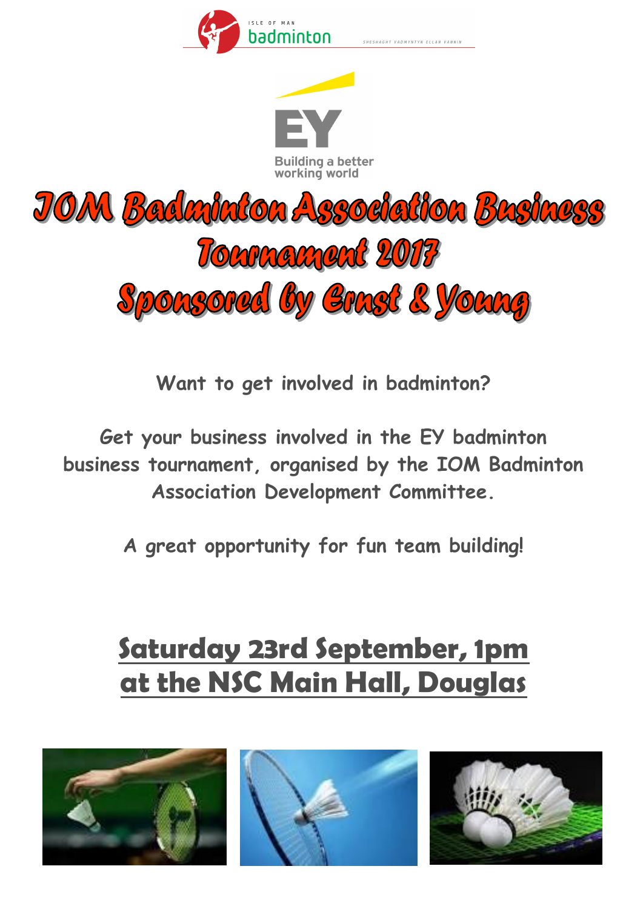ISLE OF MAN badminton

SHESHAGHT VADMYNTYN ELLAN VANNIN

EY

Building a better working world

# IOM Badminton Association Business Tournament 2017 Sponsored by Ernst & Young

Want to get involved in badminton?

Get your business involved in the EY badminton business tournament, organised by the IOM Badminton Association Development Committee.

A great opportunity for fun team building!

## Saturday 23rd September, 1pm at the NSC Main Hall, Douglas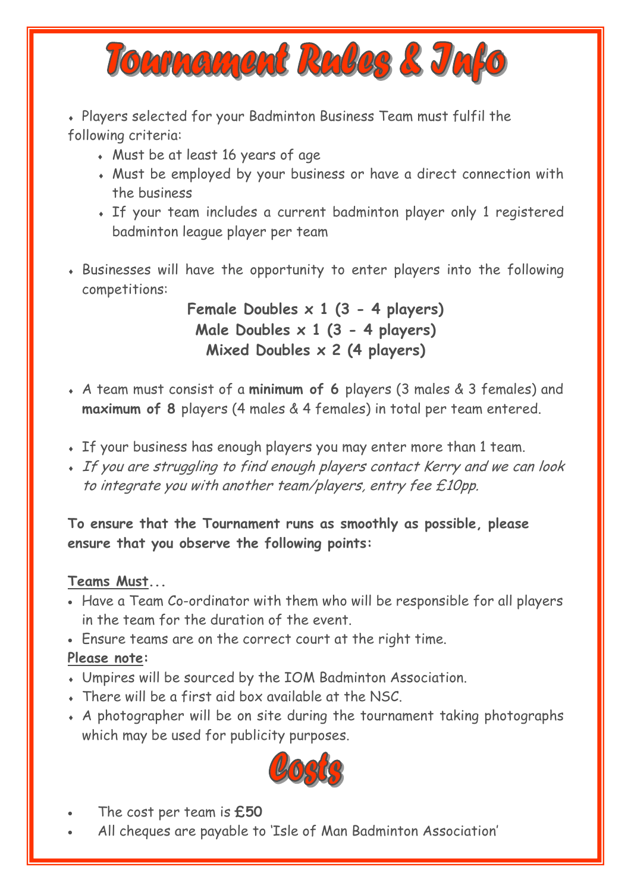# Tournament Rules & Info

- Players selected for your Badminton Business Team must fulfil the following criteria:
  - Must be at least 16 years of age
  - Must be employed by your business or have a direct connection with the business
  - If your team includes a current badminton player only 1 registered badminton league player per team

- Businesses will have the opportunity to enter players into the following competitions:

**Female Doubles x 1 (3 - 4 players)**
**Male Doubles x 1 (3 - 4 players)**
**Mixed Doubles x 2 (4 players)**

- A team must consist of a **minimum of 6** players (3 males & 3 females) and **maximum of 8** players (4 males & 4 females) in total per team entered.

- If your business has enough players you may enter more than 1 team.
- *If you are struggling to find enough players contact Kerry and we can look to integrate you with another team/players, entry fee £10pp.*

**To ensure that the Tournament runs as smoothly as possible, please ensure that you observe the following points:**

**Teams Must...**

- Have a Team Co-ordinator with them who will be responsible for all players in the team for the duration of the event.
- Ensure teams are on the correct court at the right time.

**Please note:**

- Umpires will be sourced by the IOM Badminton Association.
- There will be a first aid box available at the NSC.
- A photographer will be on site during the tournament taking photographs which may be used for publicity purposes.

## Costs

- The cost per team is **£50**
- All cheques are payable to 'Isle of Man Badminton Association'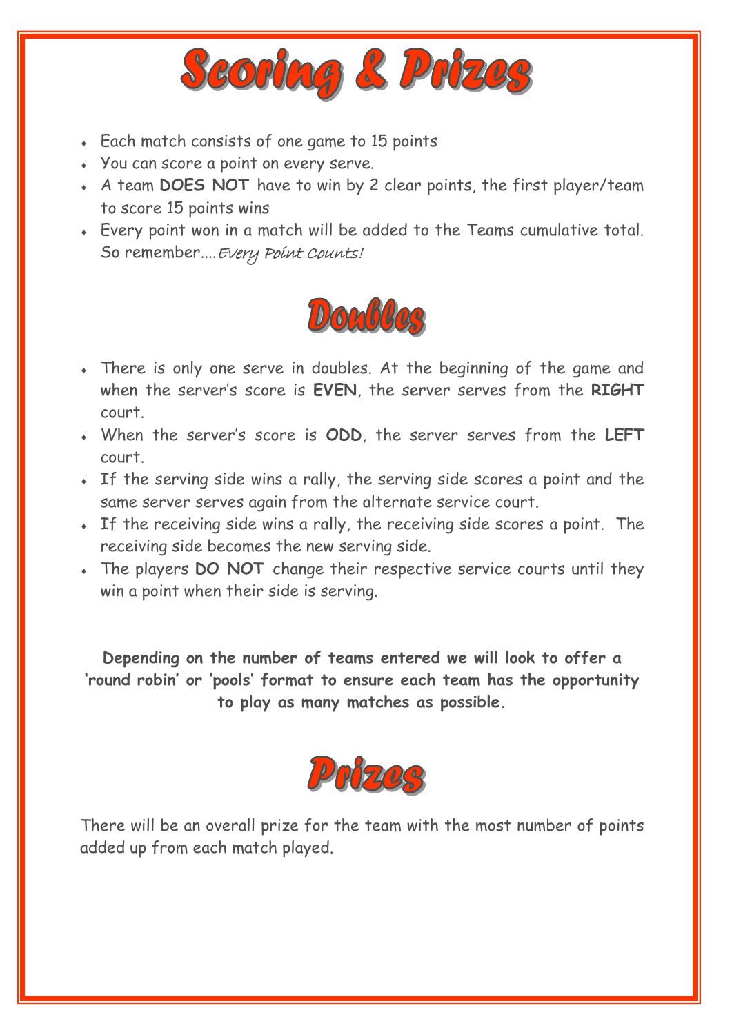# Scoring & Prizes

- Each match consists of one game to 15 points
- You can score a point on every serve.
- A team **DOES NOT** have to win by 2 clear points, the first player/team to score 15 points wins
- Every point won in a match will be added to the Teams cumulative total. So remember....*Every Point Counts!*

## Doubles

- There is only one serve in doubles. At the beginning of the game and when the server's score is **EVEN**, the server serves from the **RIGHT** court.
- When the server's score is **ODD**, the server serves from the **LEFT** court.
- If the serving side wins a rally, the serving side scores a point and the same server serves again from the alternate service court.
- If the receiving side wins a rally, the receiving side scores a point. The receiving side becomes the new serving side.
- The players **DO NOT** change their respective service courts until they win a point when their side is serving.

**Depending on the number of teams entered we will look to offer a 'round robin' or 'pools' format to ensure each team has the opportunity to play as many matches as possible.**

## Prizes

There will be an overall prize for the team with the most number of points added up from each match played.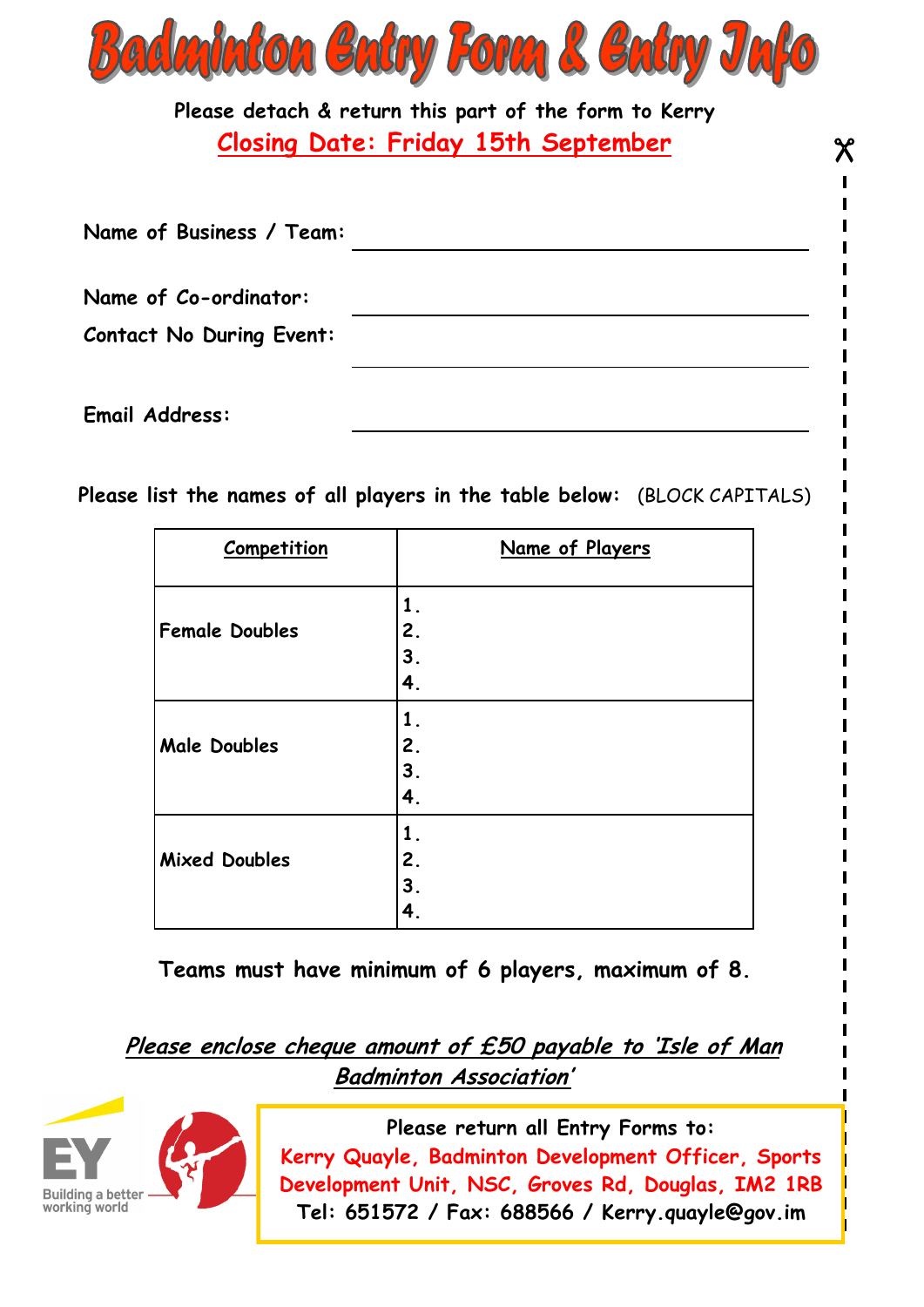# Badminton Entry Form & Entry Info

**Please detach & return this part of the form to Kerry**

**Closing Date: Friday 15th September**

**Name of Business / Team:** ______________________

**Name of Co-ordinator:** ______________________

**Contact No During Event:** ______________________

**Email Address:** ______________________

**Please list the names of all players in the table below:** (BLOCK CAPITALS)

| Competition | Name of Players |
|---|---|
| **Female Doubles** | 1.<br>2.<br>3.<br>4. |
| **Male Doubles** | 1.<br>2.<br>3.<br>4. |
| **Mixed Doubles** | 1.<br>2.<br>3.<br>4. |

**Teams must have minimum of 6 players, maximum of 8.**

***Please enclose cheque amount of £50 payable to 'Isle of Man Badminton Association'***

EY Building a better working world

**Please return all Entry Forms to:**
**Kerry Quayle, Badminton Development Officer, Sports Development Unit, NSC, Groves Rd, Douglas, IM2 1RB**
**Tel: 651572 / Fax: 688566 / Kerry.quayle@gov.im**